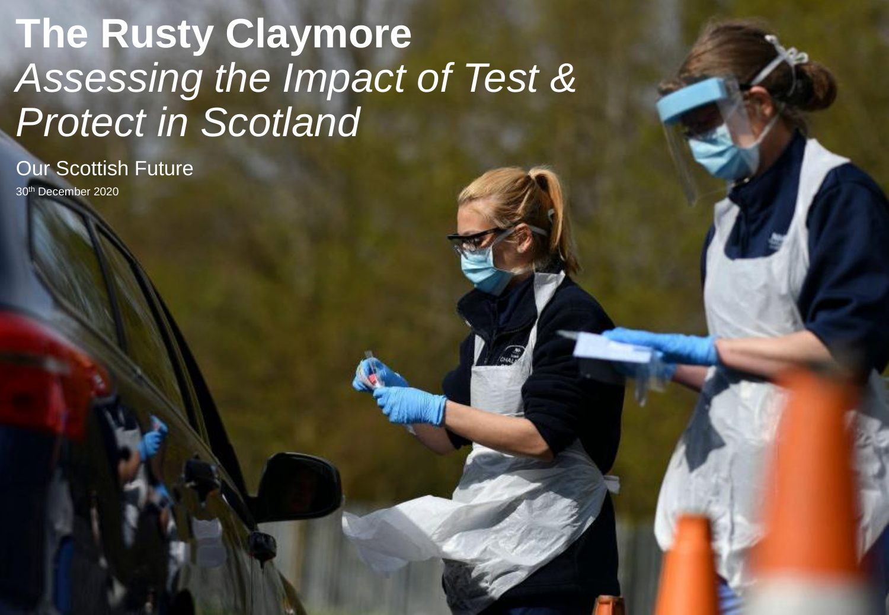# The Rusty Claymore

## *Assessing the Impact of Test & Protect in Scotland*

Our Scottish Future

30th December 2020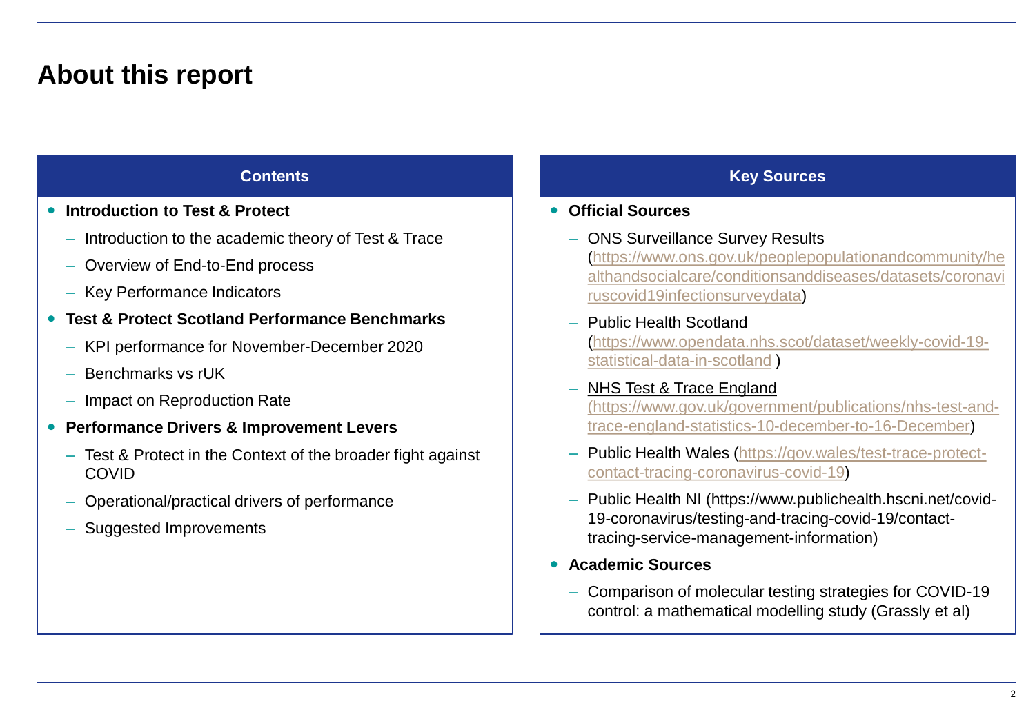# About this report

## Contents

- **Introduction to Test & Protect**
  - Introduction to the academic theory of Test & Trace
  - Overview of End-to-End process
  - Key Performance Indicators
- **Test & Protect Scotland Performance Benchmarks**
  - KPI performance for November-December 2020
  - Benchmarks vs rUK
  - Impact on Reproduction Rate
- **Performance Drivers & Improvement Levers**
  - Test & Protect in the Context of the broader fight against COVID
  - Operational/practical drivers of performance
  - Suggested Improvements

## Key Sources

- **Official Sources**
  - ONS Surveillance Survey Results (https://www.ons.gov.uk/peoplepopulationandcommunity/healthandsocialcare/conditionsanddiseases/datasets/coronaviruscovid19infectionsurveydata)
  - Public Health Scotland (https://www.opendata.nhs.scot/dataset/weekly-covid-19-statistical-data-in-scotland )
  - NHS Test & Trace England (https://www.gov.uk/government/publications/nhs-test-and-trace-england-statistics-10-december-to-16-December)
  - Public Health Wales (https://gov.wales/test-trace-protect-contact-tracing-coronavirus-covid-19)
  - Public Health NI (https://www.publichealth.hscni.net/covid-19-coronavirus/testing-and-tracing-covid-19/contact-tracing-service-management-information)
- **Academic Sources**
  - Comparison of molecular testing strategies for COVID-19 control: a mathematical modelling study (Grassly et al)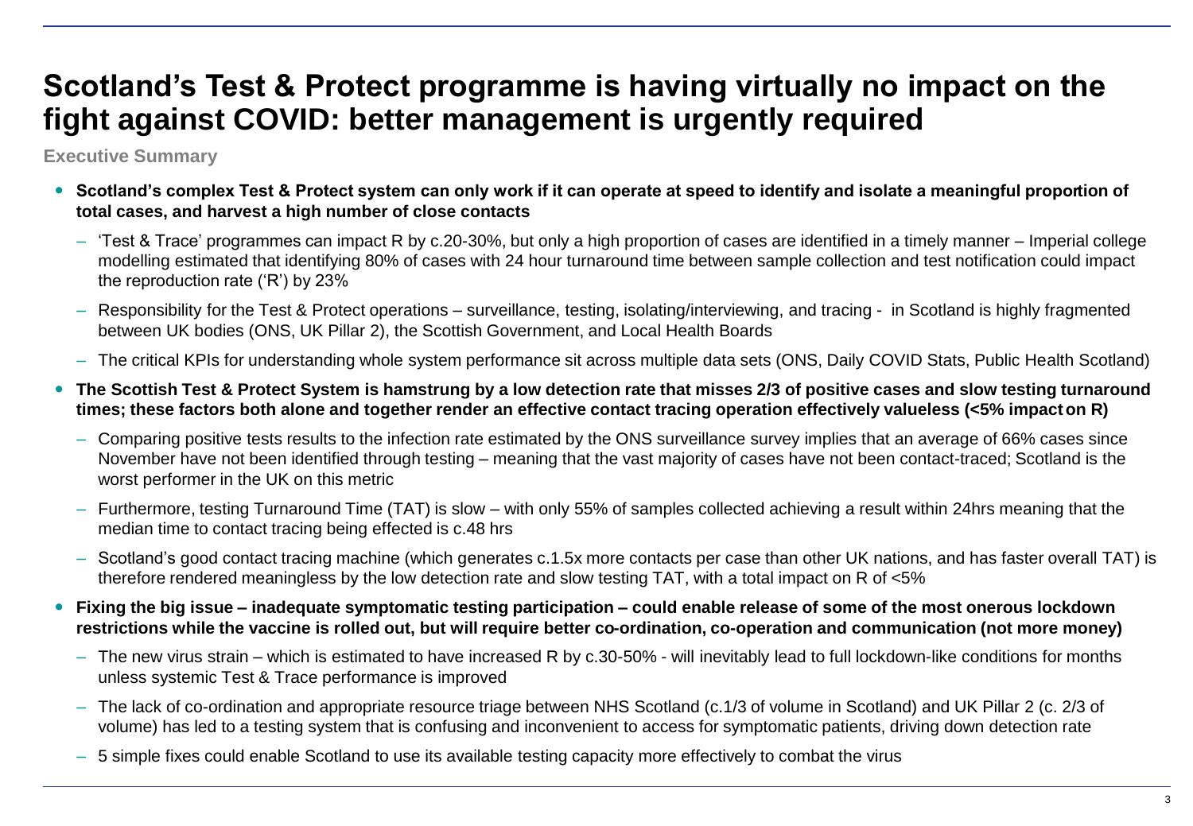# Scotland's Test & Protect programme is having virtually no impact on the fight against COVID: better management is urgently required

**Executive Summary**

- **Scotland's complex Test & Protect system can only work if it can operate at speed to identify and isolate a meaningful proportion of total cases, and harvest a high number of close contacts**
  - 'Test & Trace' programmes can impact R by c.20-30%, but only a high proportion of cases are identified in a timely manner – Imperial college modelling estimated that identifying 80% of cases with 24 hour turnaround time between sample collection and test notification could impact the reproduction rate ('R') by 23%
  - Responsibility for the Test & Protect operations – surveillance, testing, isolating/interviewing, and tracing - in Scotland is highly fragmented between UK bodies (ONS, UK Pillar 2), the Scottish Government, and Local Health Boards
  - The critical KPIs for understanding whole system performance sit across multiple data sets (ONS, Daily COVID Stats, Public Health Scotland)
- **The Scottish Test & Protect System is hamstrung by a low detection rate that misses 2/3 of positive cases and slow testing turnaround times; these factors both alone and together render an effective contact tracing operation effectively valueless (<5% impact on R)**
  - Comparing positive tests results to the infection rate estimated by the ONS surveillance survey implies that an average of 66% cases since November have not been identified through testing – meaning that the vast majority of cases have not been contact-traced; Scotland is the worst performer in the UK on this metric
  - Furthermore, testing Turnaround Time (TAT) is slow – with only 55% of samples collected achieving a result within 24hrs meaning that the median time to contact tracing being effected is c.48 hrs
  - Scotland's good contact tracing machine (which generates c.1.5x more contacts per case than other UK nations, and has faster overall TAT) is therefore rendered meaningless by the low detection rate and slow testing TAT, with a total impact on R of <5%
- **Fixing the big issue – inadequate symptomatic testing participation – could enable release of some of the most onerous lockdown restrictions while the vaccine is rolled out, but will require better co-ordination, co-operation and communication (not more money)**
  - The new virus strain – which is estimated to have increased R by c.30-50% - will inevitably lead to full lockdown-like conditions for months unless systemic Test & Trace performance is improved
  - The lack of co-ordination and appropriate resource triage between NHS Scotland (c.1/3 of volume in Scotland) and UK Pillar 2 (c. 2/3 of volume) has led to a testing system that is confusing and inconvenient to access for symptomatic patients, driving down detection rate
  - 5 simple fixes could enable Scotland to use its available testing capacity more effectively to combat the virus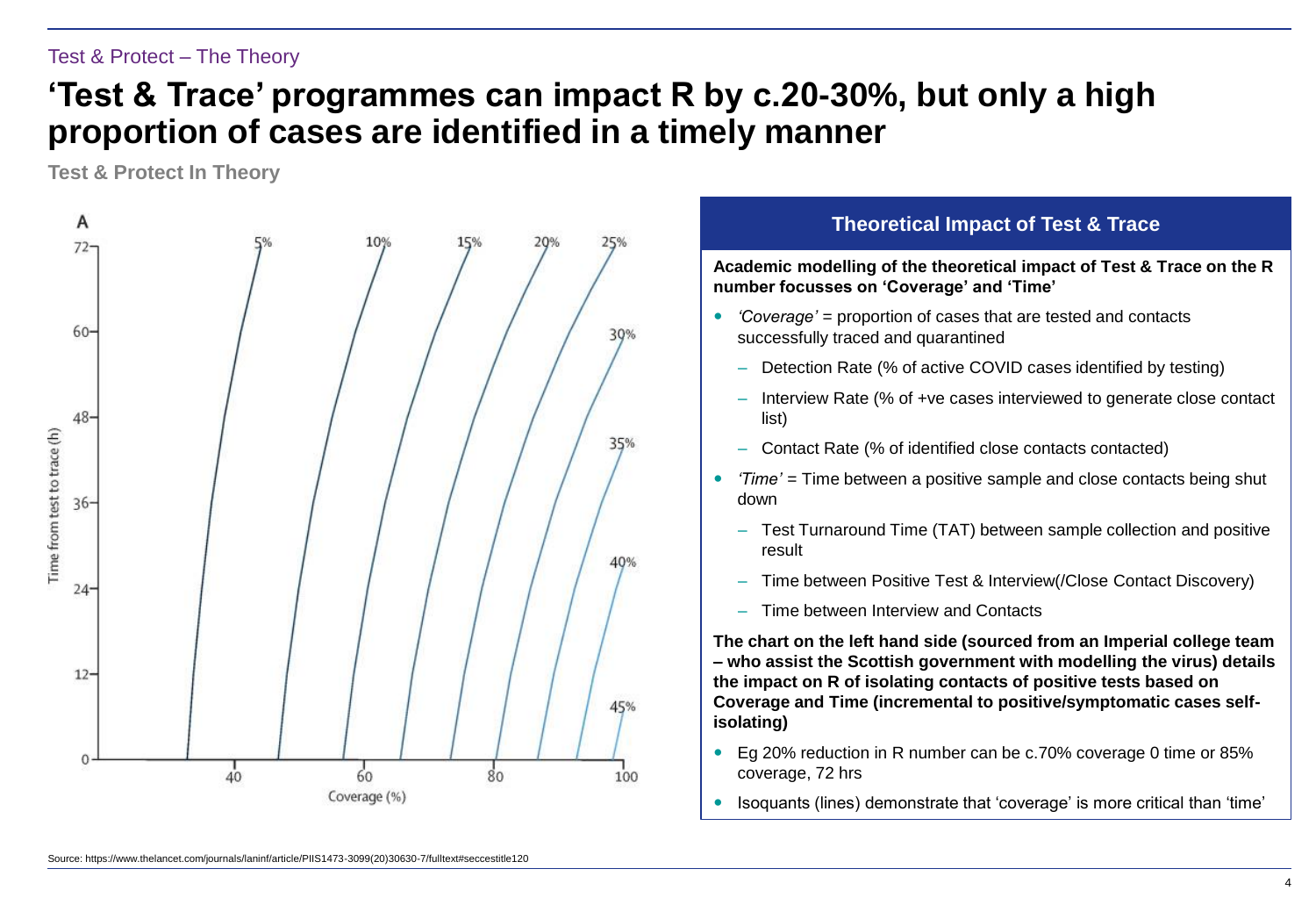Test & Protect – The Theory

# 'Test & Trace' programmes can impact R by c.20-30%, but only a high proportion of cases are identified in a timely manner

**Test & Protect In Theory**

## Theoretical Impact of Test & Trace

**Academic modelling of the theoretical impact of Test & Trace on the R number focusses on 'Coverage' and 'Time'**

- *'Coverage'* = proportion of cases that are tested and contacts successfully traced and quarantined
  - Detection Rate (% of active COVID cases identified by testing)
  - Interview Rate (% of +ve cases interviewed to generate close contact list)
  - Contact Rate (% of identified close contacts contacted)
- *'Time'* = Time between a positive sample and close contacts being shut down
  - Test Turnaround Time (TAT) between sample collection and positive result
  - Time between Positive Test & Interview(/Close Contact Discovery)
  - Time between Interview and Contacts

**The chart on the left hand side (sourced from an Imperial college team – who assist the Scottish government with modelling the virus) details the impact on R of isolating contacts of positive tests based on Coverage and Time (incremental to positive/symptomatic cases self-isolating)**

- Eg 20% reduction in R number can be c.70% coverage 0 time or 85% coverage, 72 hrs
- Isoquants (lines) demonstrate that 'coverage' is more critical than 'time'

Source: https://www.thelancet.com/journals/laninf/article/PIIS1473-3099(20)30630-7/fulltext#seccestitle120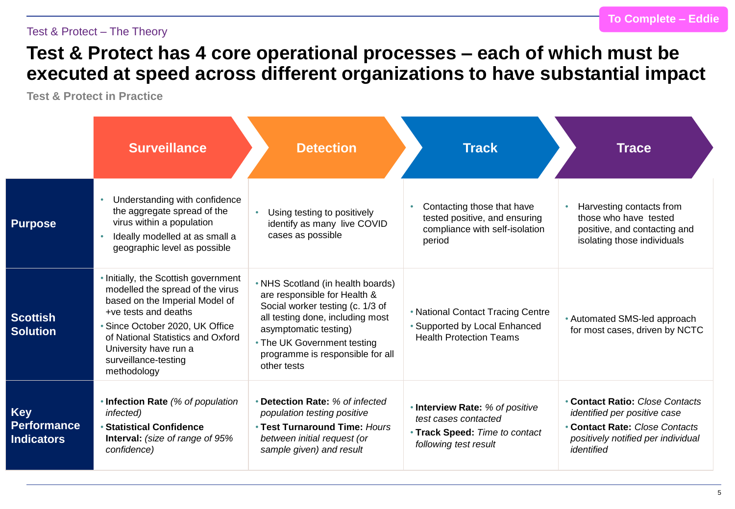To Complete – Eddie

Test & Protect – The Theory

# Test & Protect has 4 core operational processes – each of which must be executed at speed across different organizations to have substantial impact

**Test & Protect in Practice**

| | Surveillance | Detection | Track | Trace |
|---|---|---|---|---|
| **Purpose** | • Understanding with confidence the aggregate spread of the virus within a population<br>• Ideally modelled at as small a geographic level as possible | • Using testing to positively identify as many live COVID cases as possible | • Contacting those that have tested positive, and ensuring compliance with self-isolation period | • Harvesting contacts from those who have tested positive, and contacting and isolating those individuals |
| **Scottish Solution** | • Initially, the Scottish government modelled the spread of the virus based on the Imperial Model of +ve tests and deaths<br>• Since October 2020, UK Office of National Statistics and Oxford University have run a surveillance-testing methodology | • NHS Scotland (in health boards) are responsible for Health & Social worker testing (c. 1/3 of all testing done, including most asymptomatic testing)<br>• The UK Government testing programme is responsible for all other tests | • National Contact Tracing Centre<br>• Supported by Local Enhanced Health Protection Teams | • Automated SMS-led approach for most cases, driven by NCTC |
| **Key Performance Indicators** | • **Infection Rate** *(% of population infected)*<br>• **Statistical Confidence Interval:** *(size of range of 95% confidence)* | • **Detection Rate:** *% of infected population testing positive*<br>• **Test Turnaround Time:** *Hours between initial request (or sample given) and result* | • **Interview Rate:** *% of positive test cases contacted*<br>• **Track Speed:** *Time to contact following test result* | • **Contact Ratio:** *Close Contacts identified per positive case*<br>• **Contact Rate:** *Close Contacts positively notified per individual identified* |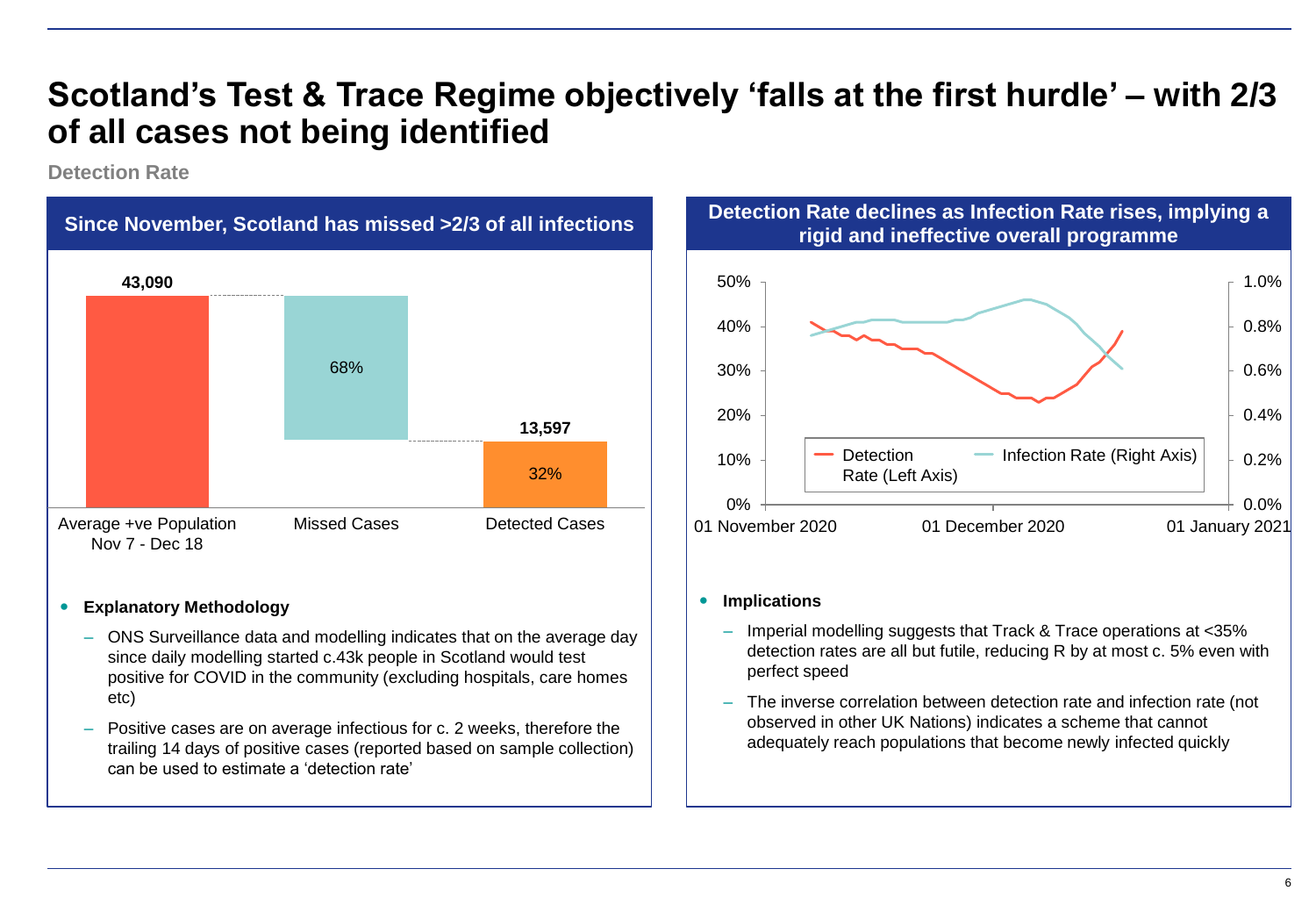# Scotland's Test & Trace Regime objectively 'falls at the first hurdle' – with 2/3 of all cases not being identified

**Detection Rate**

## Since November, Scotland has missed >2/3 of all infections

| Average +ve Population Nov 7 - Dec 18 | Missed Cases | Detected Cases |
|---|---|---|
| 43,090 | 68% | 13,597 (32%) |

- **Explanatory Methodology**
  - ONS Surveillance data and modelling indicates that on the average day since daily modelling started c.43k people in Scotland would test positive for COVID in the community (excluding hospitals, care homes etc)
  - Positive cases are on average infectious for c. 2 weeks, therefore the trailing 14 days of positive cases (reported based on sample collection) can be used to estimate a 'detection rate'

## Detection Rate declines as Infection Rate rises, implying a rigid and ineffective overall programme

Chart legend: Detection Rate (Left Axis); Infection Rate (Right Axis)

Left axis: 0% – 50%; Right axis: 0.0% – 1.0%; x-axis: 01 November 2020, 01 December 2020, 01 January 2021

- **Implications**
  - Imperial modelling suggests that Track & Trace operations at <35% detection rates are all but futile, reducing R by at most c. 5% even with perfect speed
  - The inverse correlation between detection rate and infection rate (not observed in other UK Nations) indicates a scheme that cannot adequately reach populations that become newly infected quickly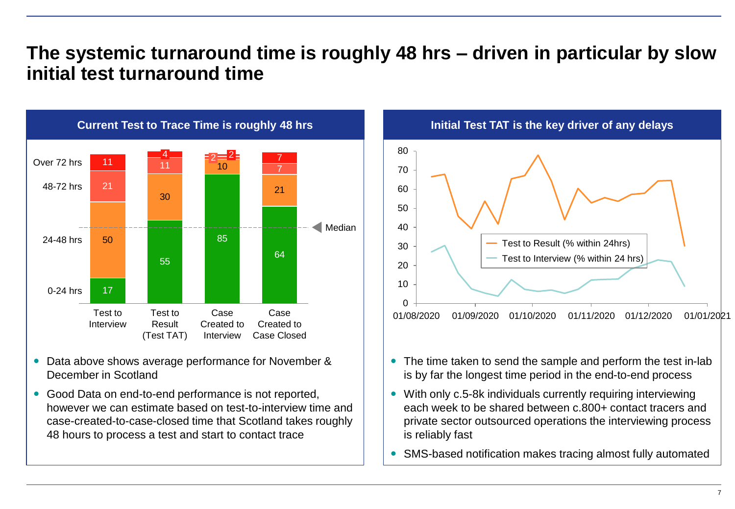# The systemic turnaround time is roughly 48 hrs – driven in particular by slow initial test turnaround time

## Current Test to Trace Time is roughly 48 hrs

| | Test to Interview | Test to Result (Test TAT) | Case Created to Interview | Case Created to Case Closed |
|---|---|---|---|---|
| Over 72 hrs | 11 | 4 | 2 | 7 |
| 48-72 hrs | 21 | 11 | 2 | 7 |
| 24-48 hrs | 50 | 30 | 10 | 21 |
| 0-24 hrs | 17 | 55 | 85 | 64 |

Median

- Data above shows average performance for November & December in Scotland
- Good Data on end-to-end performance is not reported, however we can estimate based on test-to-interview time and case-created-to-case-closed time that Scotland takes roughly 48 hours to process a test and start to contact trace

## Initial Test TAT is the key driver of any delays

Legend: Test to Result (% within 24hrs); Test to Interview (% within 24 hrs)

Y-axis: 0–80; X-axis: 01/08/2020, 01/09/2020, 01/10/2020, 01/11/2020, 01/12/2020, 01/01/2021

- The time taken to send the sample and perform the test in-lab is by far the longest time period in the end-to-end process
- With only c.5-8k individuals currently requiring interviewing each week to be shared between c.800+ contact tracers and private sector outsourced operations the interviewing process is reliably fast
- SMS-based notification makes tracing almost fully automated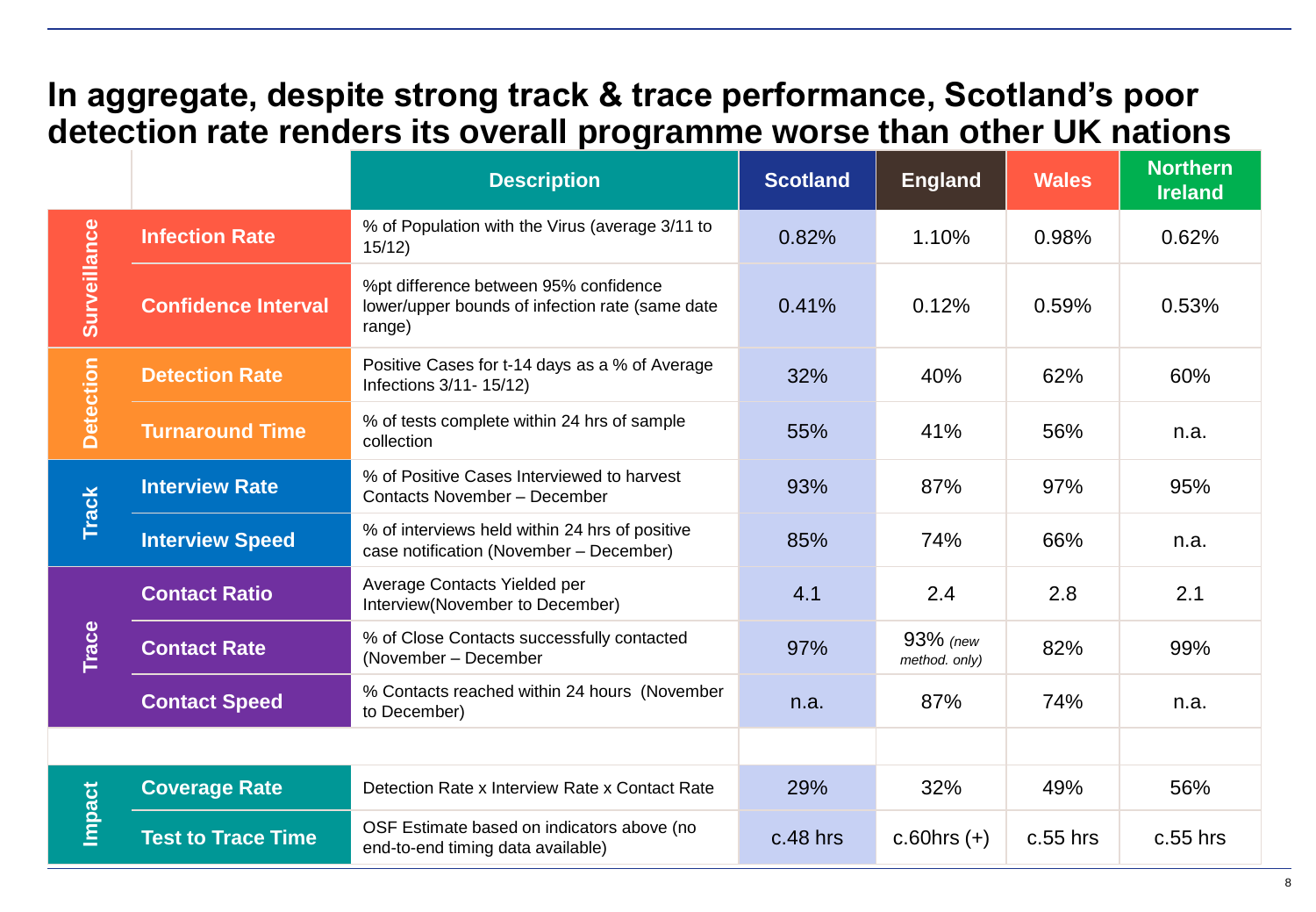# In aggregate, despite strong track & trace performance, Scotland's poor detection rate renders its overall programme worse than other UK nations

| | | Description | Scotland | England | Wales | Northern Ireland |
|---|---|---|---|---|---|---|
| Surveillance | **Infection Rate** | % of Population with the Virus (average 3/11 to 15/12) | 0.82% | 1.10% | 0.98% | 0.62% |
| | **Confidence Interval** | %pt difference between 95% confidence lower/upper bounds of infection rate (same date range) | 0.41% | 0.12% | 0.59% | 0.53% |
| Detection | **Detection Rate** | Positive Cases for t-14 days as a % of Average Infections 3/11- 15/12) | 32% | 40% | 62% | 60% |
| | **Turnaround Time** | % of tests complete within 24 hrs of sample collection | 55% | 41% | 56% | n.a. |
| Track | **Interview Rate** | % of Positive Cases Interviewed to harvest Contacts November – December | 93% | 87% | 97% | 95% |
| | **Interview Speed** | % of interviews held within 24 hrs of positive case notification (November – December) | 85% | 74% | 66% | n.a. |
| Trace | **Contact Ratio** | Average Contacts Yielded per Interview(November to December) | 4.1 | 2.4 | 2.8 | 2.1 |
| | **Contact Rate** | % of Close Contacts successfully contacted (November – December | 97% | 93% *(new method. only)* | 82% | 99% |
| | **Contact Speed** | % Contacts reached within 24 hours (November to December) | n.a. | 87% | 74% | n.a. |
| | | | | | | |
| Impact | **Coverage Rate** | Detection Rate x Interview Rate x Contact Rate | 29% | 32% | 49% | 56% |
| | **Test to Trace Time** | OSF Estimate based on indicators above (no end-to-end timing data available) | c.48 hrs | c.60hrs (+) | c.55 hrs | c.55 hrs |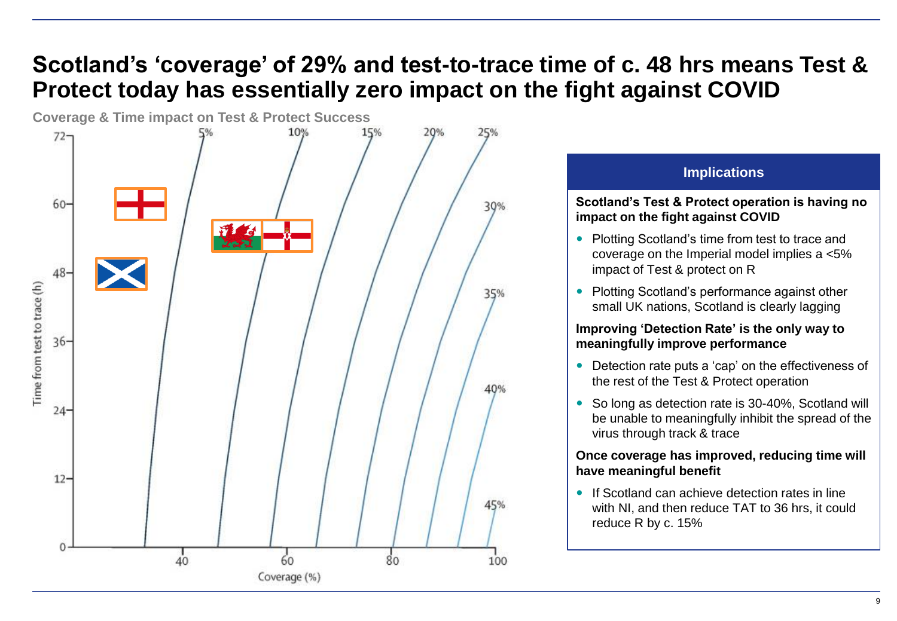# Scotland's 'coverage' of 29% and test-to-trace time of c. 48 hrs means Test & Protect today has essentially zero impact on the fight against COVID

**Coverage & Time impact on Test & Protect Success**

Time from test to trace (h)

Coverage (%)

## Implications

**Scotland's Test & Protect operation is having no impact on the fight against COVID**

- Plotting Scotland's time from test to trace and coverage on the Imperial model implies a <5% impact of Test & protect on R
- Plotting Scotland's performance against other small UK nations, Scotland is clearly lagging

**Improving 'Detection Rate' is the only way to meaningfully improve performance**

- Detection rate puts a 'cap' on the effectiveness of the rest of the Test & Protect operation
- So long as detection rate is 30-40%, Scotland will be unable to meaningfully inhibit the spread of the virus through track & trace

**Once coverage has improved, reducing time will have meaningful benefit**

- If Scotland can achieve detection rates in line with NI, and then reduce TAT to 36 hrs, it could reduce R by c. 15%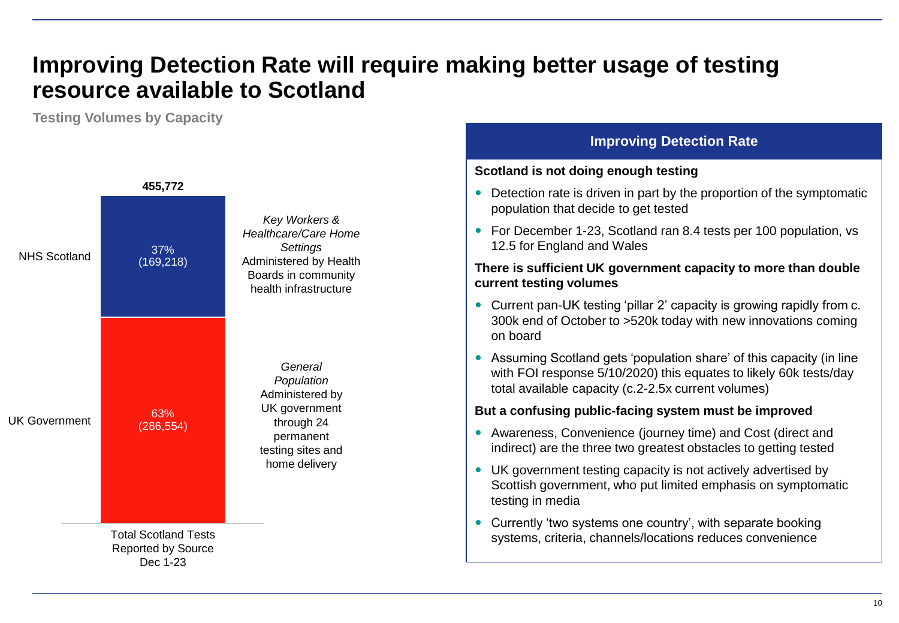# Improving Detection Rate will require making better usage of testing resource available to Scotland

**Testing Volumes by Capacity**

**455,772**

| Source | Share (Tests) | Description |
|---|---|---|
| NHS Scotland | 37% (169,218) | *Key Workers & Healthcare/Care Home Settings* Administered by Health Boards in community health infrastructure |
| UK Government | 63% (286,554) | *General Population* Administered by UK government through 24 permanent testing sites and home delivery |

Total Scotland Tests Reported by Source Dec 1-23

## Improving Detection Rate

**Scotland is not doing enough testing**

- Detection rate is driven in part by the proportion of the symptomatic population that decide to get tested
- For December 1-23, Scotland ran 8.4 tests per 100 population, vs 12.5 for England and Wales

**There is sufficient UK government capacity to more than double current testing volumes**

- Current pan-UK testing 'pillar 2' capacity is growing rapidly from c. 300k end of October to >520k today with new innovations coming on board
- Assuming Scotland gets 'population share' of this capacity (in line with FOI response 5/10/2020) this equates to likely 60k tests/day total available capacity (c.2-2.5x current volumes)

**But a confusing public-facing system must be improved**

- Awareness, Convenience (journey time) and Cost (direct and indirect) are the three two greatest obstacles to getting tested
- UK government testing capacity is not actively advertised by Scottish government, who put limited emphasis on symptomatic testing in media
- Currently 'two systems one country', with separate booking systems, criteria, channels/locations reduces convenience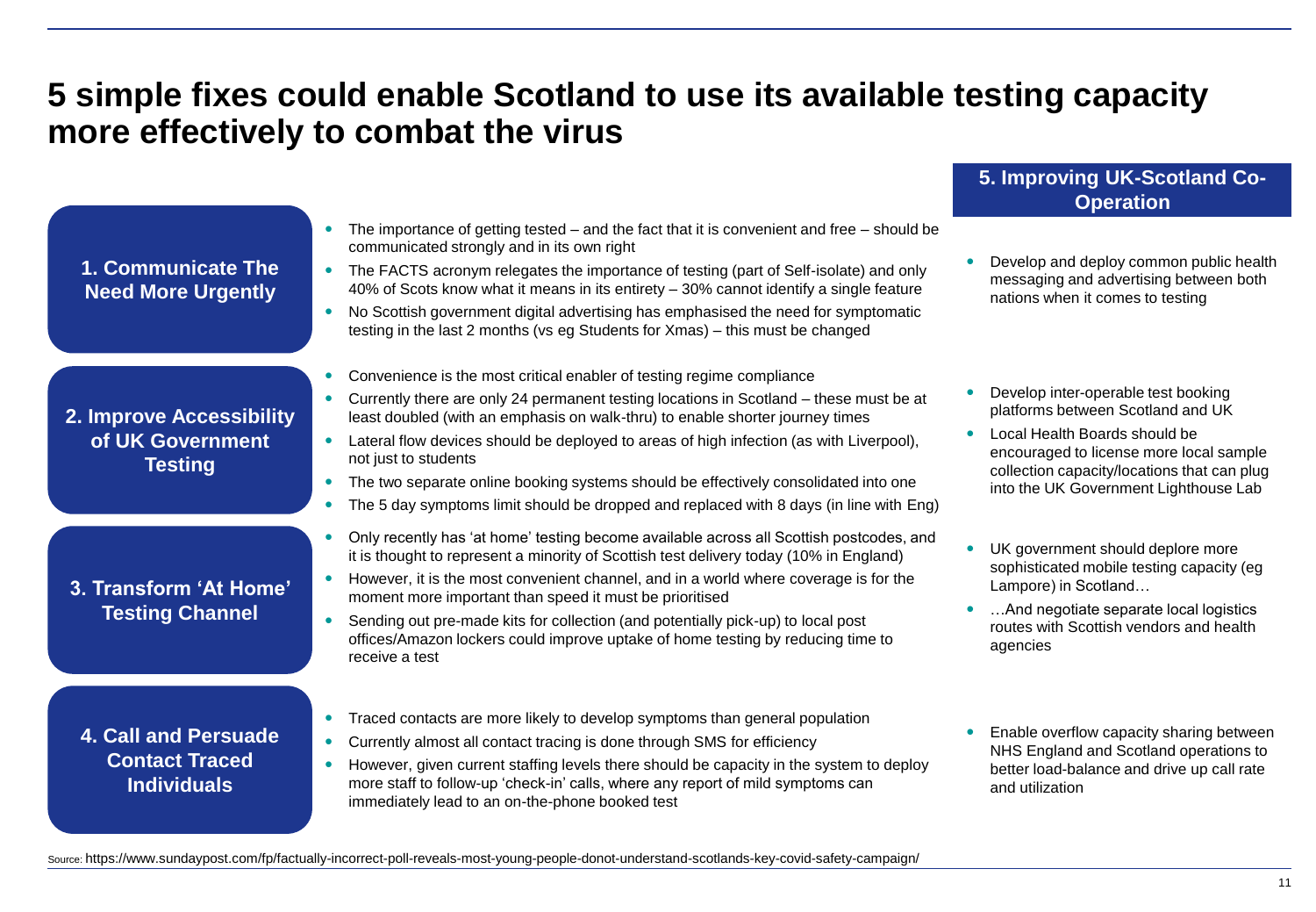# 5 simple fixes could enable Scotland to use its available testing capacity more effectively to combat the virus

## 1. Communicate The Need More Urgently

- The importance of getting tested – and the fact that it is convenient and free – should be communicated strongly and in its own right
- The FACTS acronym relegates the importance of testing (part of Self-isolate) and only 40% of Scots know what it means in its entirety – 30% cannot identify a single feature
- No Scottish government digital advertising has emphasised the need for symptomatic testing in the last 2 months (vs eg Students for Xmas) – this must be changed

## 2. Improve Accessibility of UK Government Testing

- Convenience is the most critical enabler of testing regime compliance
- Currently there are only 24 permanent testing locations in Scotland – these must be at least doubled (with an emphasis on walk-thru) to enable shorter journey times
- Lateral flow devices should be deployed to areas of high infection (as with Liverpool), not just to students
- The two separate online booking systems should be effectively consolidated into one
- The 5 day symptoms limit should be dropped and replaced with 8 days (in line with Eng)

## 3. Transform 'At Home' Testing Channel

- Only recently has 'at home' testing become available across all Scottish postcodes, and it is thought to represent a minority of Scottish test delivery today (10% in England)
- However, it is the most convenient channel, and in a world where coverage is for the moment more important than speed it must be prioritised
- Sending out pre-made kits for collection (and potentially pick-up) to local post offices/Amazon lockers could improve uptake of home testing by reducing time to receive a test

## 4. Call and Persuade Contact Traced Individuals

- Traced contacts are more likely to develop symptoms than general population
- Currently almost all contact tracing is done through SMS for efficiency
- However, given current staffing levels there should be capacity in the system to deploy more staff to follow-up 'check-in' calls, where any report of mild symptoms can immediately lead to an on-the-phone booked test

## 5. Improving UK-Scotland Co-Operation

- Develop and deploy common public health messaging and advertising between both nations when it comes to testing
- Develop inter-operable test booking platforms between Scotland and UK
- Local Health Boards should be encouraged to license more local sample collection capacity/locations that can plug into the UK Government Lighthouse Lab
- UK government should deplore more sophisticated mobile testing capacity (eg Lampore) in Scotland…
- …And negotiate separate local logistics routes with Scottish vendors and health agencies
- Enable overflow capacity sharing between NHS England and Scotland operations to better load-balance and drive up call rate and utilization

Source: https://www.sundaypost.com/fp/factually-incorrect-poll-reveals-most-young-people-donot-understand-scotlands-key-covid-safety-campaign/